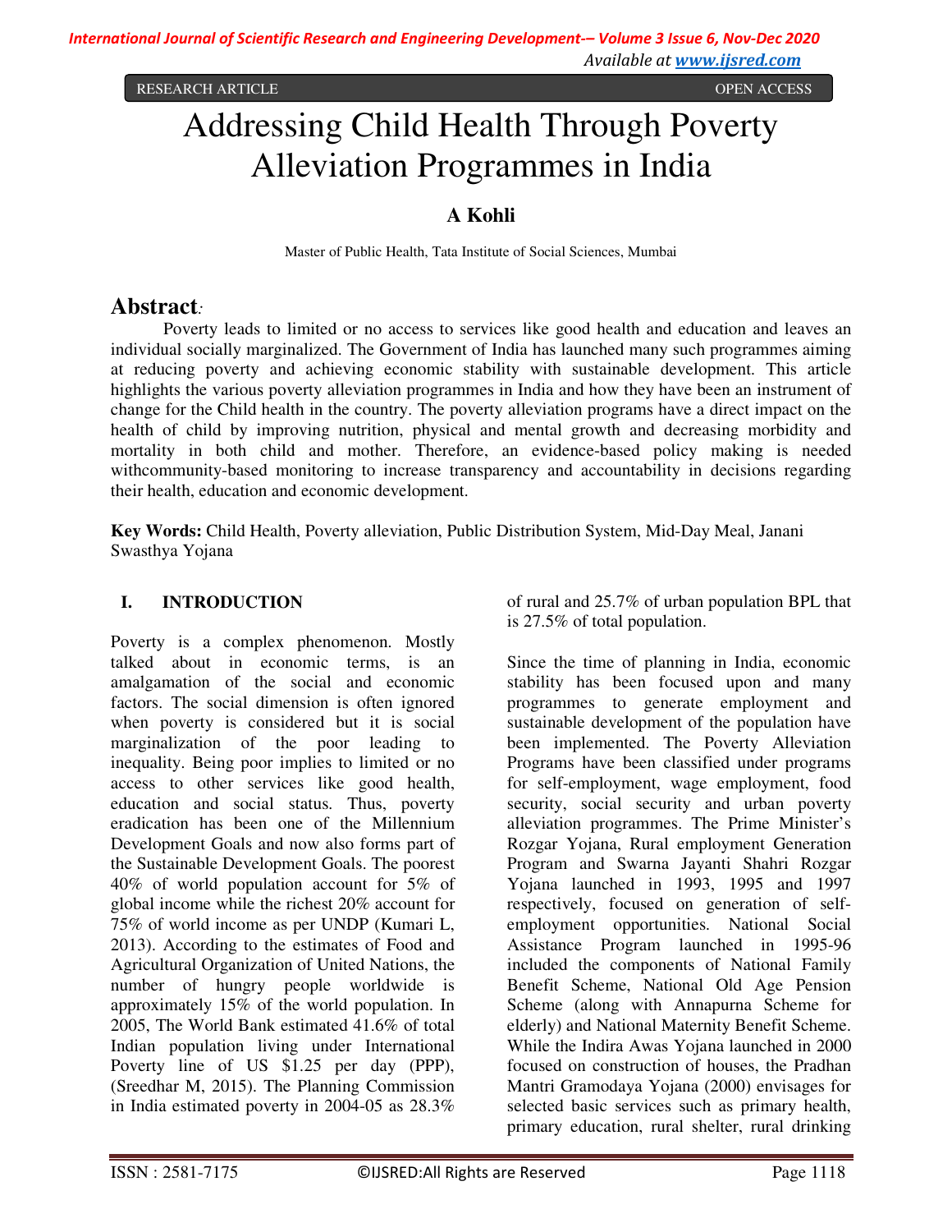RESEARCH ARTICLE OPEN ACCESS

# Addressing Child Health Through Poverty Alleviation Programmes in India

**A Kohli**

Master of Public Health, Tata Institute of Social Sciences, Mumbai

## Abstract:

Poverty leads to limited or no access to services like good health and education and leaves an individual socially marginalized. The Government of India has launched many such programmes aiming at reducing poverty and achieving economic stability with sustainable development. This article highlights the various poverty alleviation programmes in India and how they have been an instrument of change for the Child health in the country. The poverty alleviation programs have a direct impact on the health of child by improving nutrition, physical and mental growth and decreasing morbidity and mortality in both child and mother. Therefore, an evidence-based policy making is needed withcommunity-based monitoring to increase transparency and accountability in decisions regarding their health, education and economic development.

**Key Words:** Child Health, Poverty alleviation, Public Distribution System, Mid-Day Meal, Janani Swasthya Yojana

## I. INTRODUCTION

Poverty is a complex phenomenon. Mostly talked about in economic terms, is an amalgamation of the social and economic factors. The social dimension is often ignored when poverty is considered but it is social marginalization of the poor leading to inequality. Being poor implies to limited or no access to other services like good health, education and social status. Thus, poverty eradication has been one of the Millennium Development Goals and now also forms part of the Sustainable Development Goals. The poorest 40% of world population account for 5% of global income while the richest 20% account for 75% of world income as per UNDP (Kumari L, 2013). According to the estimates of Food and Agricultural Organization of United Nations, the number of hungry people worldwide is approximately 15% of the world population. In 2005, The World Bank estimated 41.6% of total Indian population living under International Poverty line of US $1.25 per day (PPP), (Sreedhar M, 2015). The Planning Commission in India estimated poverty in 2004-05 as 28.3% of rural and 25.7% of urban population BPL that is 27.5% of total population.

Since the time of planning in India, economic stability has been focused upon and many programmes to generate employment and sustainable development of the population have been implemented. The Poverty Alleviation Programs have been classified under programs for self-employment, wage employment, food security, social security and urban poverty alleviation programmes. The Prime Minister's Rozgar Yojana, Rural employment Generation Program and Swarna Jayanti Shahri Rozgar Yojana launched in 1993, 1995 and 1997 respectively, focused on generation of self-employment opportunities. National Social Assistance Program launched in 1995-96 included the components of National Family Benefit Scheme, National Old Age Pension Scheme (along with Annapurna Scheme for elderly) and National Maternity Benefit Scheme. While the Indira Awas Yojana launched in 2000 focused on construction of houses, the Pradhan Mantri Gramodaya Yojana (2000) envisages for selected basic services such as primary health, primary education, rural shelter, rural drinking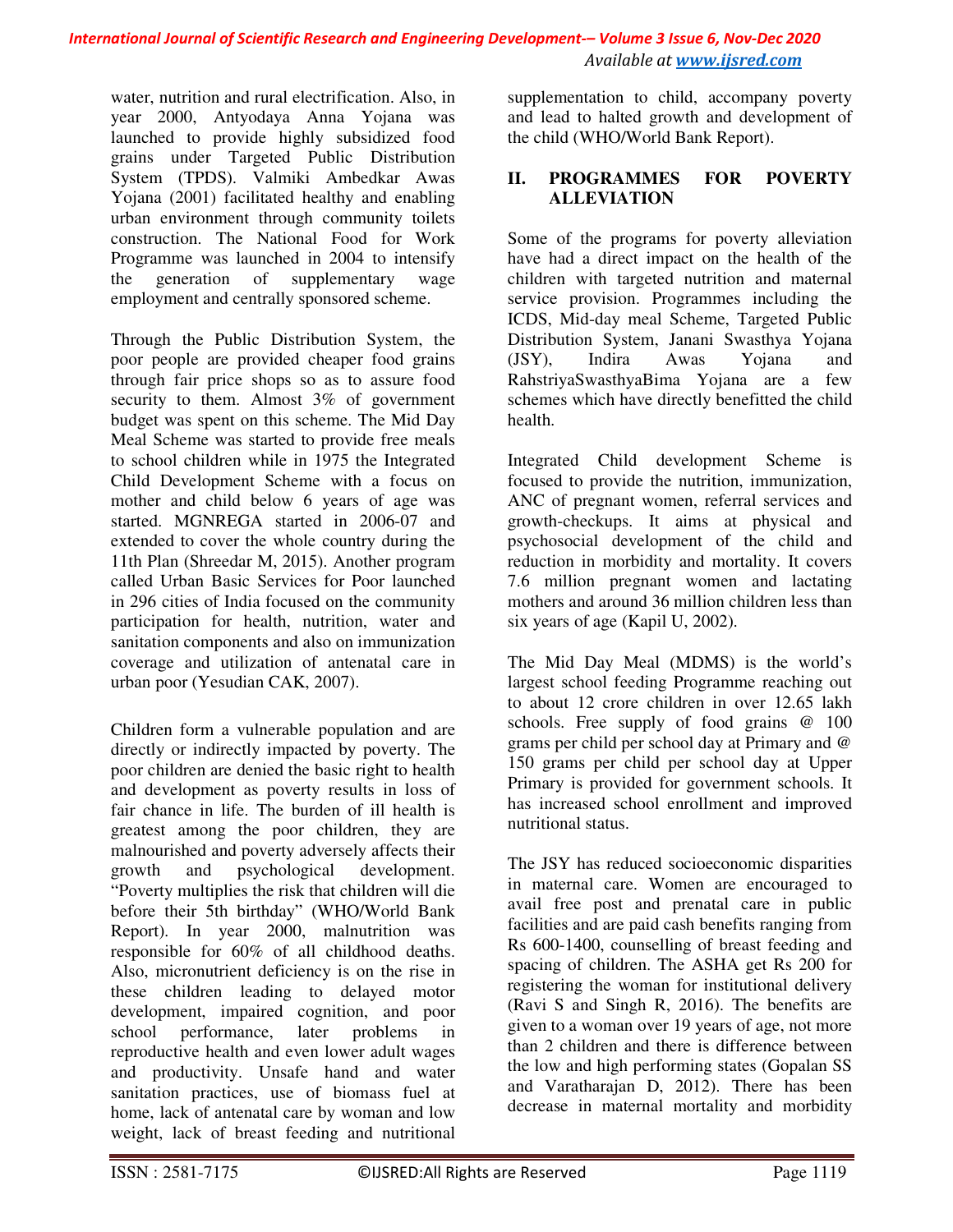water, nutrition and rural electrification. Also, in year 2000, Antyodaya Anna Yojana was launched to provide highly subsidized food grains under Targeted Public Distribution System (TPDS). Valmiki Ambedkar Awas Yojana (2001) facilitated healthy and enabling urban environment through community toilets construction. The National Food for Work Programme was launched in 2004 to intensify the generation of supplementary wage employment and centrally sponsored scheme.

Through the Public Distribution System, the poor people are provided cheaper food grains through fair price shops so as to assure food security to them. Almost 3% of government budget was spent on this scheme. The Mid Day Meal Scheme was started to provide free meals to school children while in 1975 the Integrated Child Development Scheme with a focus on mother and child below 6 years of age was started. MGNREGA started in 2006-07 and extended to cover the whole country during the 11th Plan (Shreedar M, 2015). Another program called Urban Basic Services for Poor launched in 296 cities of India focused on the community participation for health, nutrition, water and sanitation components and also on immunization coverage and utilization of antenatal care in urban poor (Yesudian CAK, 2007).

Children form a vulnerable population and are directly or indirectly impacted by poverty. The poor children are denied the basic right to health and development as poverty results in loss of fair chance in life. The burden of ill health is greatest among the poor children, they are malnourished and poverty adversely affects their growth and psychological development. "Poverty multiplies the risk that children will die before their 5th birthday" (WHO/World Bank Report). In year 2000, malnutrition was responsible for 60% of all childhood deaths. Also, micronutrient deficiency is on the rise in these children leading to delayed motor development, impaired cognition, and poor school performance, later problems in reproductive health and even lower adult wages and productivity. Unsafe hand and water sanitation practices, use of biomass fuel at home, lack of antenatal care by woman and low weight, lack of breast feeding and nutritional supplementation to child, accompany poverty and lead to halted growth and development of the child (WHO/World Bank Report).

## II. PROGRAMMES FOR POVERTY ALLEVIATION

Some of the programs for poverty alleviation have had a direct impact on the health of the children with targeted nutrition and maternal service provision. Programmes including the ICDS, Mid-day meal Scheme, Targeted Public Distribution System, Janani Swasthya Yojana (JSY), Indira Awas Yojana and RahstriyaSwasthyaBima Yojana are a few schemes which have directly benefitted the child health.

Integrated Child development Scheme is focused to provide the nutrition, immunization, ANC of pregnant women, referral services and growth-checkups. It aims at physical and psychosocial development of the child and reduction in morbidity and mortality. It covers 7.6 million pregnant women and lactating mothers and around 36 million children less than six years of age (Kapil U, 2002).

The Mid Day Meal (MDMS) is the world's largest school feeding Programme reaching out to about 12 crore children in over 12.65 lakh schools. Free supply of food grains @ 100 grams per child per school day at Primary and @ 150 grams per child per school day at Upper Primary is provided for government schools. It has increased school enrollment and improved nutritional status.

The JSY has reduced socioeconomic disparities in maternal care. Women are encouraged to avail free post and prenatal care in public facilities and are paid cash benefits ranging from Rs 600-1400, counselling of breast feeding and spacing of children. The ASHA get Rs 200 for registering the woman for institutional delivery (Ravi S and Singh R, 2016). The benefits are given to a woman over 19 years of age, not more than 2 children and there is difference between the low and high performing states (Gopalan SS and Varatharajan D, 2012). There has been decrease in maternal mortality and morbidity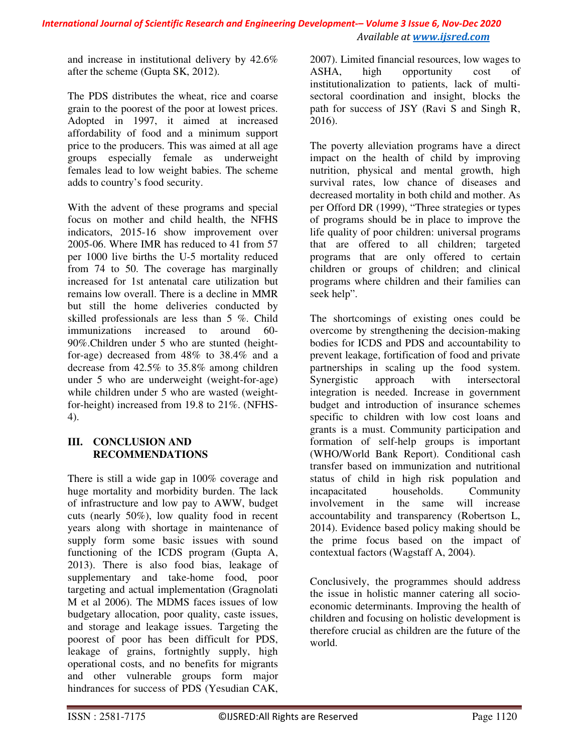and increase in institutional delivery by 42.6% after the scheme (Gupta SK, 2012).

The PDS distributes the wheat, rice and coarse grain to the poorest of the poor at lowest prices. Adopted in 1997, it aimed at increased affordability of food and a minimum support price to the producers. This was aimed at all age groups especially female as underweight females lead to low weight babies. The scheme adds to country's food security.

With the advent of these programs and special focus on mother and child health, the NFHS indicators, 2015-16 show improvement over 2005-06. Where IMR has reduced to 41 from 57 per 1000 live births the U-5 mortality reduced from 74 to 50. The coverage has marginally increased for 1st antenatal care utilization but remains low overall. There is a decline in MMR but still the home deliveries conducted by skilled professionals are less than 5 %. Child immunizations increased to around 60-90%.Children under 5 who are stunted (height-for-age) decreased from 48% to 38.4% and a decrease from 42.5% to 35.8% among children under 5 who are underweight (weight-for-age) while children under 5 who are wasted (weight-for-height) increased from 19.8 to 21%. (NFHS-4).

## III. CONCLUSION AND RECOMMENDATIONS

There is still a wide gap in 100% coverage and huge mortality and morbidity burden. The lack of infrastructure and low pay to AWW, budget cuts (nearly 50%), low quality food in recent years along with shortage in maintenance of supply form some basic issues with sound functioning of the ICDS program (Gupta A, 2013). There is also food bias, leakage of supplementary and take-home food, poor targeting and actual implementation (Gragnolati M et al 2006). The MDMS faces issues of low budgetary allocation, poor quality, caste issues, and storage and leakage issues. Targeting the poorest of poor has been difficult for PDS, leakage of grains, fortnightly supply, high operational costs, and no benefits for migrants and other vulnerable groups form major hindrances for success of PDS (Yesudian CAK, 2007). Limited financial resources, low wages to ASHA, high opportunity cost of institutionalization to patients, lack of multi-sectoral coordination and insight, blocks the path for success of JSY (Ravi S and Singh R, 2016).

The poverty alleviation programs have a direct impact on the health of child by improving nutrition, physical and mental growth, high survival rates, low chance of diseases and decreased mortality in both child and mother. As per Offord DR (1999), "Three strategies or types of programs should be in place to improve the life quality of poor children: universal programs that are offered to all children; targeted programs that are only offered to certain children or groups of children; and clinical programs where children and their families can seek help".

The shortcomings of existing ones could be overcome by strengthening the decision-making bodies for ICDS and PDS and accountability to prevent leakage, fortification of food and private partnerships in scaling up the food system. Synergistic approach with intersectoral integration is needed. Increase in government budget and introduction of insurance schemes specific to children with low cost loans and grants is a must. Community participation and formation of self-help groups is important (WHO/World Bank Report). Conditional cash transfer based on immunization and nutritional status of child in high risk population and incapacitated households. Community involvement in the same will increase accountability and transparency (Robertson L, 2014). Evidence based policy making should be the prime focus based on the impact of contextual factors (Wagstaff A, 2004).

Conclusively, the programmes should address the issue in holistic manner catering all socio-economic determinants. Improving the health of children and focusing on holistic development is therefore crucial as children are the future of the world.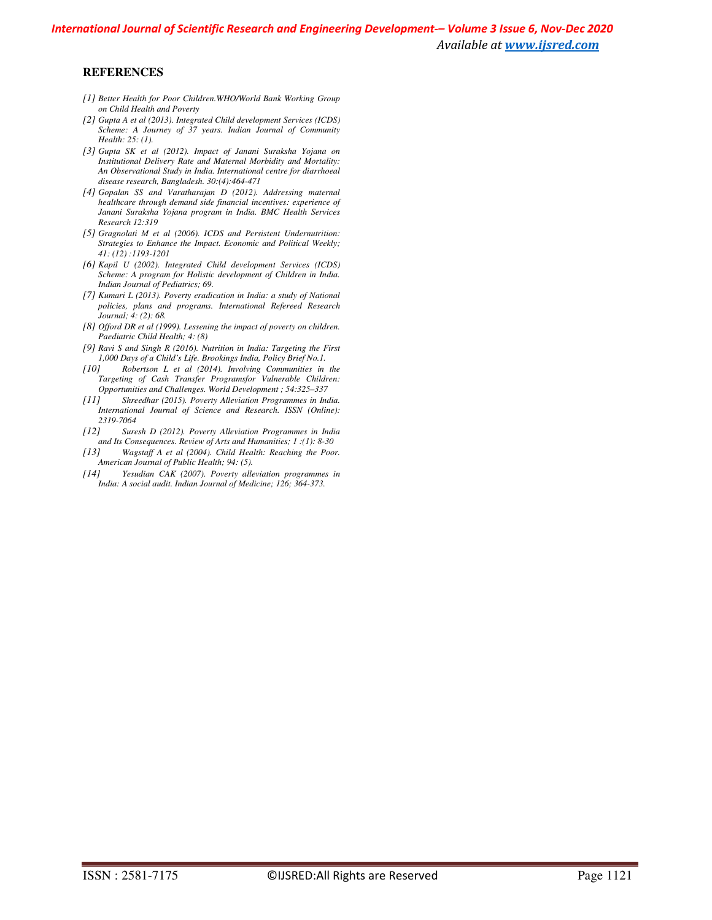## REFERENCES

*[1] Better Health for Poor Children.WHO/World Bank Working Group on Child Health and Poverty*

*[2] Gupta A et al (2013). Integrated Child development Services (ICDS) Scheme: A Journey of 37 years. Indian Journal of Community Health: 25: (1).*

*[3] Gupta SK et al (2012). Impact of Janani Suraksha Yojana on Institutional Delivery Rate and Maternal Morbidity and Mortality: An Observational Study in India. International centre for diarrhoeal disease research, Bangladesh. 30:(4):464-471*

*[4] Gopalan SS and Varatharajan D (2012). Addressing maternal healthcare through demand side financial incentives: experience of Janani Suraksha Yojana program in India. BMC Health Services Research 12:319*

*[5] Gragnolati M et al (2006). ICDS and Persistent Undernutrition: Strategies to Enhance the Impact. Economic and Political Weekly; 41: (12) :1193-1201*

*[6] Kapil U (2002). Integrated Child development Services (ICDS) Scheme: A program for Holistic development of Children in India. Indian Journal of Pediatrics; 69.*

*[7] Kumari L (2013). Poverty eradication in India: a study of National policies, plans and programs. International Refereed Research Journal; 4: (2): 68.*

*[8] Offord DR et al (1999). Lessening the impact of poverty on children. Paediatric Child Health; 4: (8)*

*[9] Ravi S and Singh R (2016). Nutrition in India: Targeting the First 1,000 Days of a Child's Life. Brookings India, Policy Brief No.1.*

*[10] Robertson L et al (2014). Involving Communities in the Targeting of Cash Transfer Programsfor Vulnerable Children: Opportunities and Challenges. World Development ; 54:325–337*

*[11] Shreedhar (2015). Poverty Alleviation Programmes in India. International Journal of Science and Research. ISSN (Online): 2319-7064*

*[12] Suresh D (2012). Poverty Alleviation Programmes in India and Its Consequences. Review of Arts and Humanities; 1 :(1): 8-30*

*[13] Wagstaff A et al (2004). Child Health: Reaching the Poor. American Journal of Public Health; 94: (5).*

*[14] Yesudian CAK (2007). Poverty alleviation programmes in India: A social audit. Indian Journal of Medicine; 126; 364-373.*